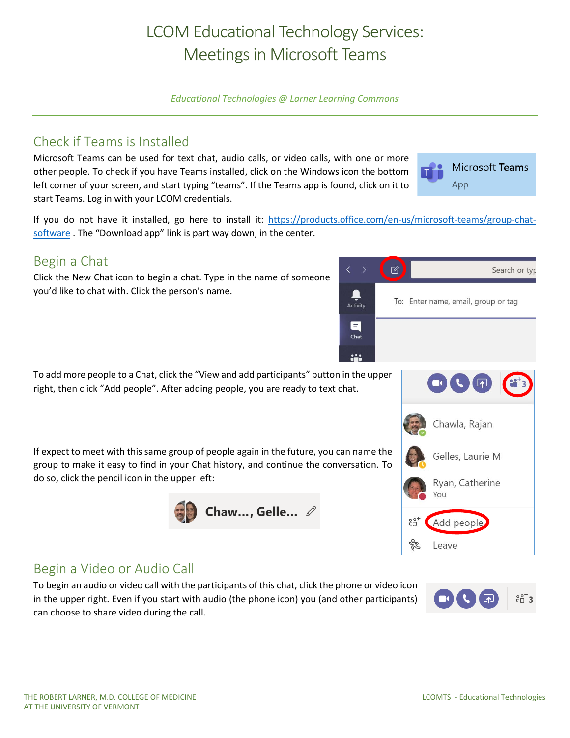# LCOM Educational Technology Services: Meetings in Microsoft Teams

*Educational Technologies @ Larner Learning Commons*

## Check if Teams is Installed

Microsoft Teams can be used for text chat, audio calls, or video calls, with one or more other people. To check if you have Teams installed, click on the Windows icon the bottom left corner of your screen, and start typing "teams". If the Teams app is found, click on it to start Teams. Log in with your LCOM credentials.

If you do not have it installed, go here to install it: [https://products.office.com/en-us/microsoft-teams/group-chat-software](https://products.office.com/en-us/microsoft-teams/group-chat-software) . The "Download app" link is part way down, in the center.

## Begin a Chat

Click the New Chat icon to begin a chat. Type in the name of someone you'd like to chat with. Click the person's name.

To add more people to a Chat, click the "View and add participants" button in the upper right, then click "Add people". After adding people, you are ready to text chat.

If expect to meet with this same group of people again in the future, you can name the group to make it easy to find in your Chat history, and continue the conversation. To do so, click the pencil icon in the upper left:

## Begin a Video or Audio Call

To begin an audio or video call with the participants of this chat, click the phone or video icon in the upper right. Even if you start with audio (the phone icon) you (and other participants) can choose to share video during the call.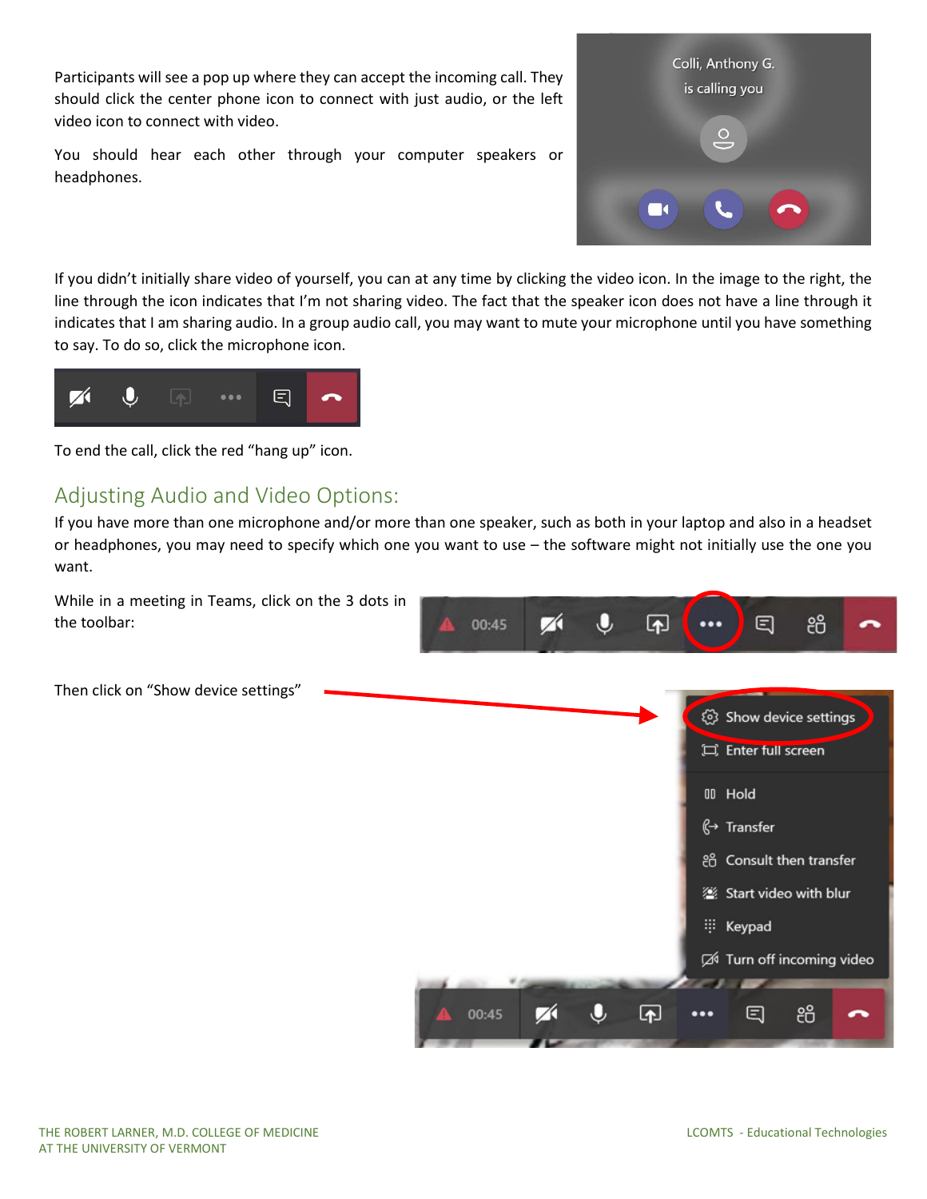Participants will see a pop up where they can accept the incoming call. They should click the center phone icon to connect with just audio, or the left video icon to connect with video.

You should hear each other through your computer speakers or headphones.

If you didn't initially share video of yourself, you can at any time by clicking the video icon. In the image to the right, the line through the icon indicates that I'm not sharing video. The fact that the speaker icon does not have a line through it indicates that I am sharing audio. In a group audio call, you may want to mute your microphone until you have something to say. To do so, click the microphone icon.

To end the call, click the red "hang up" icon.

## Adjusting Audio and Video Options:

If you have more than one microphone and/or more than one speaker, such as both in your laptop and also in a headset or headphones, you may need to specify which one you want to use – the software might not initially use the one you want.

While in a meeting in Teams, click on the 3 dots in the toolbar:

Then click on "Show device settings"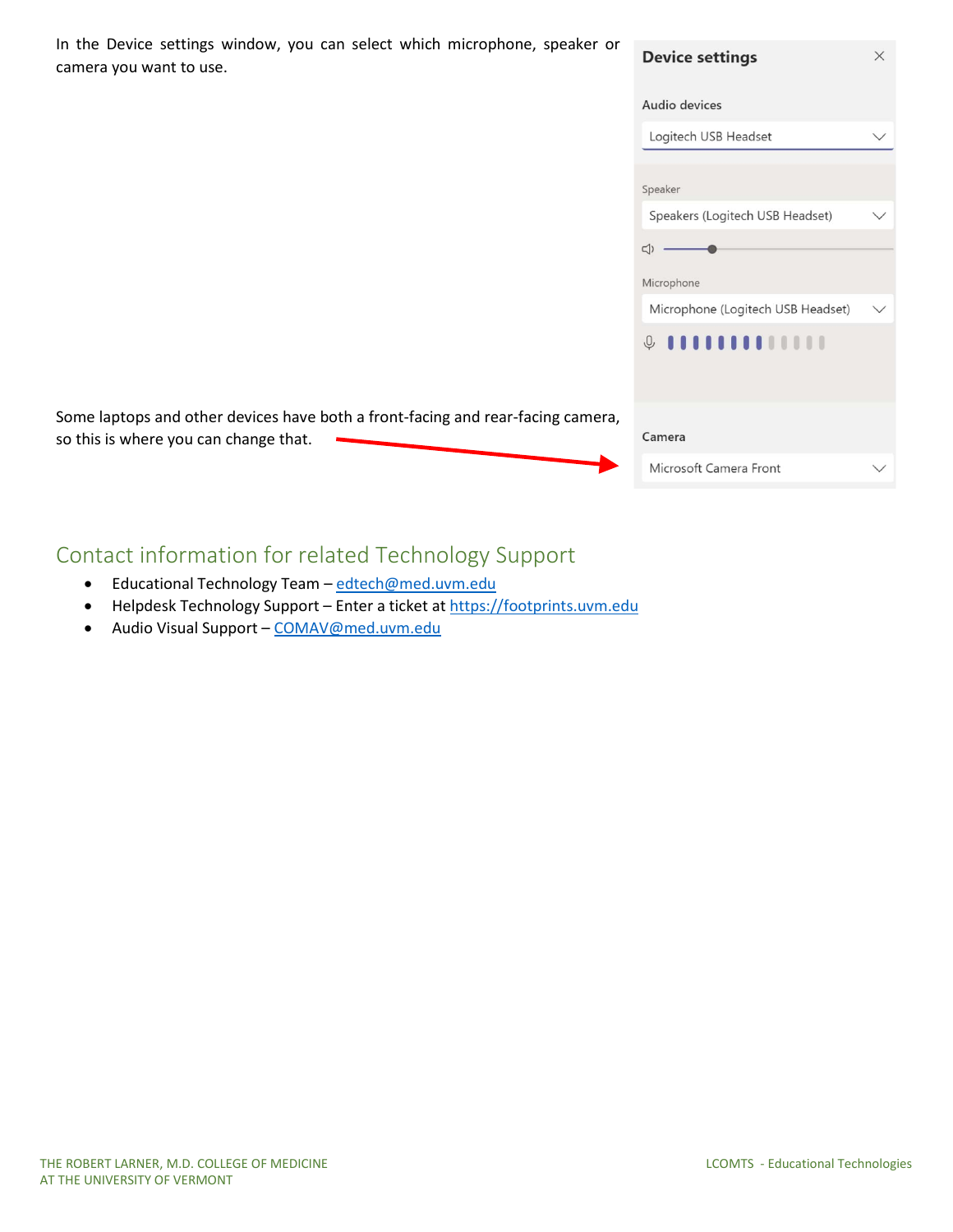In the Device settings window, you can select which microphone, speaker or camera you want to use.

Device settings

Audio devices

Logitech USB Headset

Speaker

Speakers (Logitech USB Headset)

Microphone

Microphone (Logitech USB Headset)

Camera

Microsoft Camera Front

Some laptops and other devices have both a front-facing and rear-facing camera, so this is where you can change that.

## Contact information for related Technology Support

- Educational Technology Team – edtech@med.uvm.edu
- Helpdesk Technology Support – Enter a ticket at https://footprints.uvm.edu
- Audio Visual Support – COMAV@med.uvm.edu